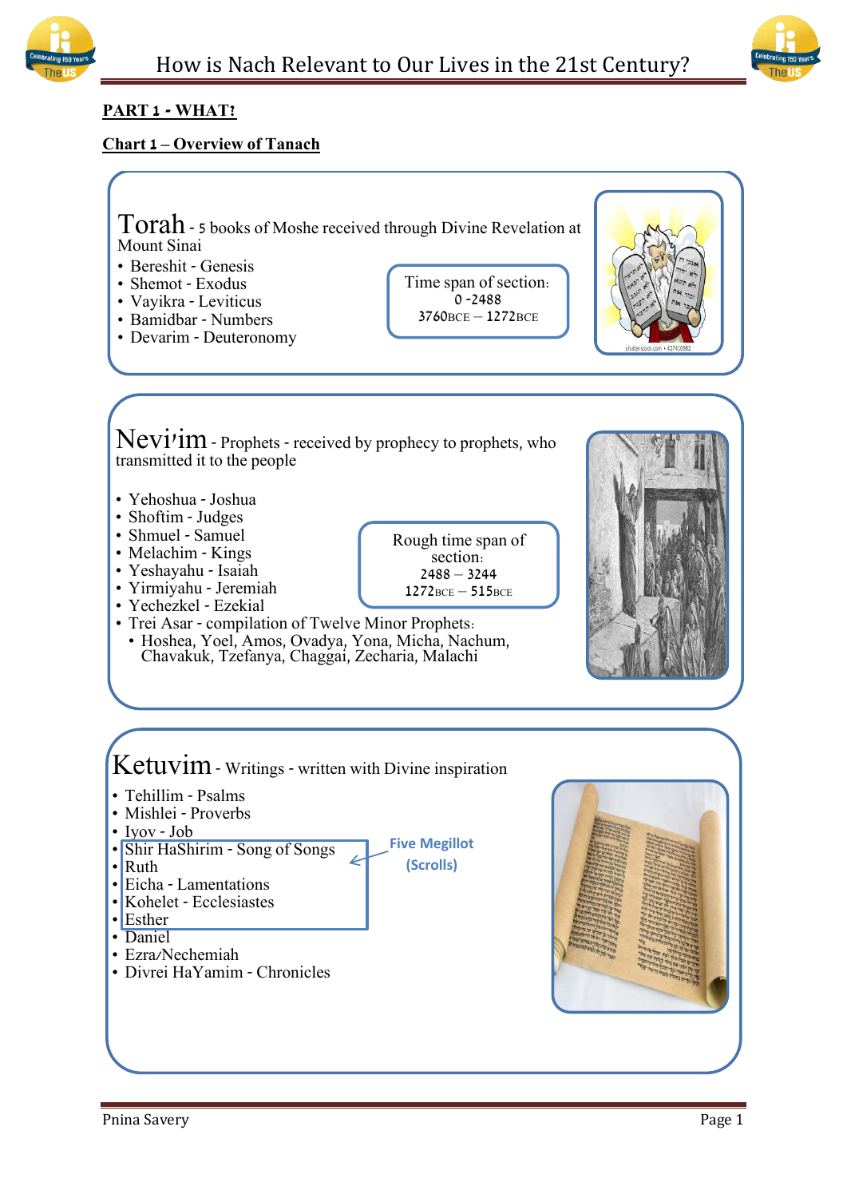# How is Nach Relevant to Our Lives in the 21st Century?

## PART 1 - WHAT?

### Chart 1 – Overview of Tanach

**Torah** - 5 books of Moshe received through Divine Revelation at Mount Sinai

- Bereshit - Genesis
- Shemot - Exodus
- Vayikra - Leviticus
- Bamidbar - Numbers
- Devarim - Deuteronomy

Time span of section:
0 -2488
3760BCE – 1272BCE

**Nevi'im** - Prophets - received by prophecy to prophets, who transmitted it to the people

- Yehoshua - Joshua
- Shoftim - Judges
- Shmuel - Samuel
- Melachim - Kings
- Yeshayahu - Isaiah
- Yirmiyahu - Jeremiah
- Yechezkel - Ezekial
- Trei Asar - compilation of Twelve Minor Prophets:
  - Hoshea, Yoel, Amos, Ovadya, Yona, Micha, Nachum, Chavakuk, Tzefanya, Chaggai, Zecharia, Malachi

Rough time span of section:
2488 – 3244
1272BCE – 515BCE

**Ketuvim** - Writings - written with Divine inspiration

- Tehillim - Psalms
- Mishlei - Proverbs
- Iyov - Job
- Shir HaShirim - Song of Songs
- Ruth
- Eicha - Lamentations
- Kohelet - Ecclesiastes
- Esther
- Daniel
- Ezra/Nechemiah
- Divrei HaYamim - Chronicles

Five Megillot (Scrolls): Shir HaShirim, Ruth, Eicha, Kohelet, Esther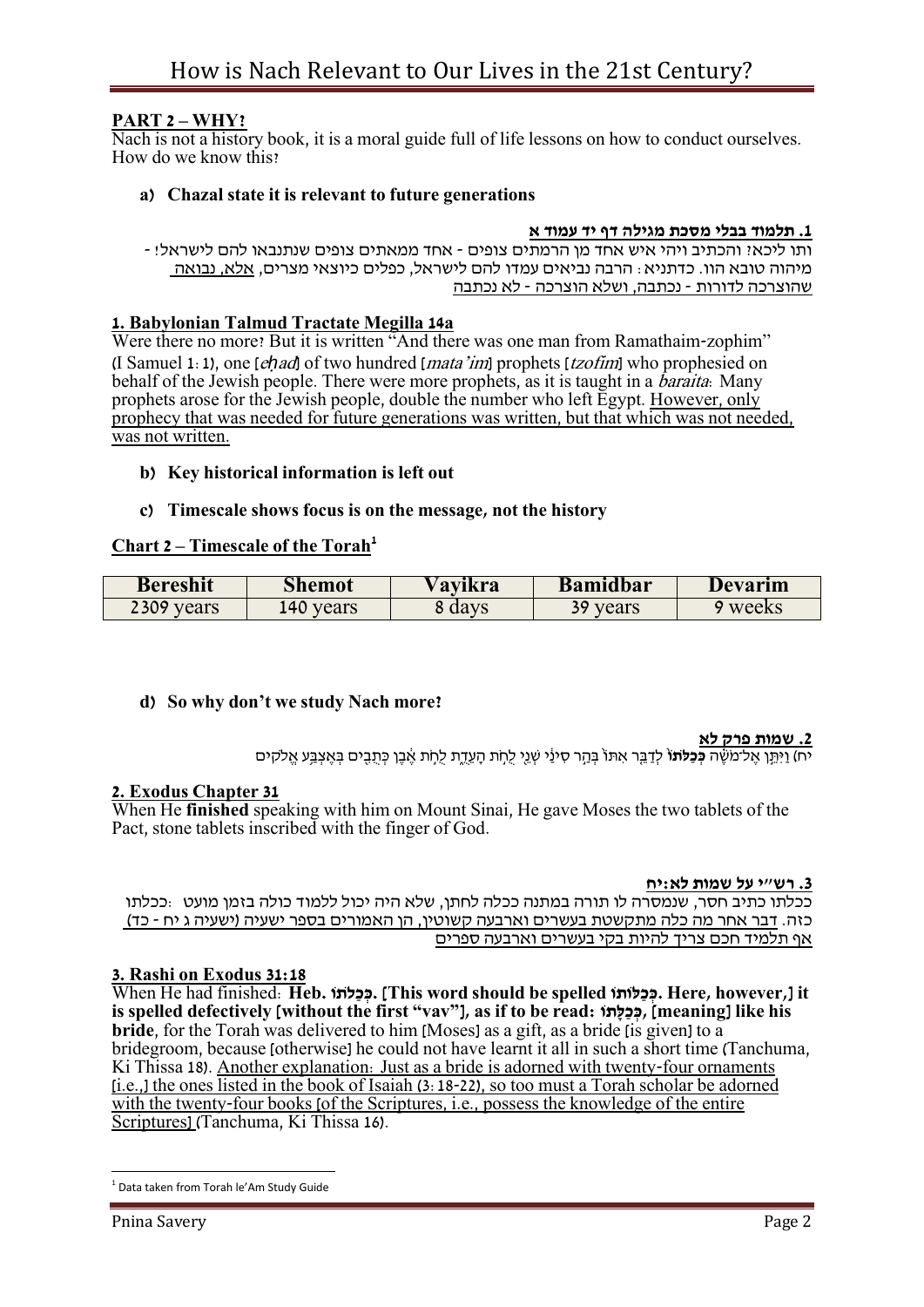## PART 2 – WHY?

Nach is not a history book, it is a moral guide full of life lessons on how to conduct ourselves. How do we know this?

### a) Chazal state it is relevant to future generations

**1. תלמוד בבלי מסכת מגילה דף יד עמוד א**

ותו ליכא? והכתיב ויהי איש אחד מן הרמתים צופים - אחד ממאתים צופים שנתנבאו להם לישראל! - מיהוה טובא הוו. כדתניא: הרבה נביאים עמדו להם לישראל, כפלים כיוצאי מצרים, אלא, נבואה שהוצרכה לדורות - נכתבה, ושלא הוצרכה - לא נכתבה

**1. Babylonian Talmud Tractate Megilla 14a**

Were there no more? But it is written "And there was one man from Ramathaim-zophim" (I Samuel 1:1), one [*eḥad*] of two hundred [*mata'im*] prophets [*tzofim*] who prophesied on behalf of the Jewish people. There were more prophets, as it is taught in a *baraita*: Many prophets arose for the Jewish people, double the number who left Egypt. However, only prophecy that was needed for future generations was written, but that which was not needed, was not written.

### b) Key historical information is left out

### c) Timescale shows focus is on the message, not the history

**Chart 2 – Timescale of the Torah[1]**

| Bereshit | Shemot | Vayikra | Bamidbar | Devarim |
|---|---|---|---|---|
| 2309 years | 140 years | 8 days | 39 years | 9 weeks |

### d) So why don't we study Nach more?

**2. שמות פרק לא**

יח) וַיִּתֵּן אֶל־מֹשֶׁה **כְּכַלֹּתוֹ** לְדַבֵּר אִתּוֹ בְּהַר סִינַי שְׁנֵי לֻחֹת הָעֵדֻת לֻחֹת אֶבֶן כְּתֻבִים בְּאֶצְבַּע אֱלֹקים

**2. Exodus Chapter 31**

When He **finished** speaking with him on Mount Sinai, He gave Moses the two tablets of the Pact, stone tablets inscribed with the finger of God.

**3. רש"י על שמות לא:יח**

ככלתו: ככלתו כתיב חסר, שנמסרה לו תורה במתנה ככלה לחתן, שלא היה יכול ללמוד כולה בזמן מועט כזה. דבר אחר מה כלה מתקשטת בעשרים וארבעה קשוטין, הן האמורים בספר ישעיה (ישעיה ג יח - כד) אף תלמיד חכם צריך להיות בקי בעשרים וארבעה ספרים

**3. Rashi on Exodus 31:18**

When He had finished: **Heb. כְּכַלֹּתוֹ. [This word should be spelled כְּכַלּוֹתוֹ. Here, however,] it is spelled defectively [without the first "vav"], as if to be read: כְּכַלָּתוֹ, [meaning] like his bride**, for the Torah was delivered to him [Moses] as a gift, as a bride [is given] to a bridegroom, because [otherwise] he could not have learnt it all in such a short time (Tanchuma, Ki Thissa 18). Another explanation: Just as a bride is adorned with twenty-four ornaments [i.e.,] the ones listed in the book of Isaiah (3:18-22), so too must a Torah scholar be adorned with the twenty-four books [of the Scriptures, i.e., possess the knowledge of the entire Scriptures] (Tanchuma, Ki Thissa 16).

[1] Data taken from Torah le'Am Study Guide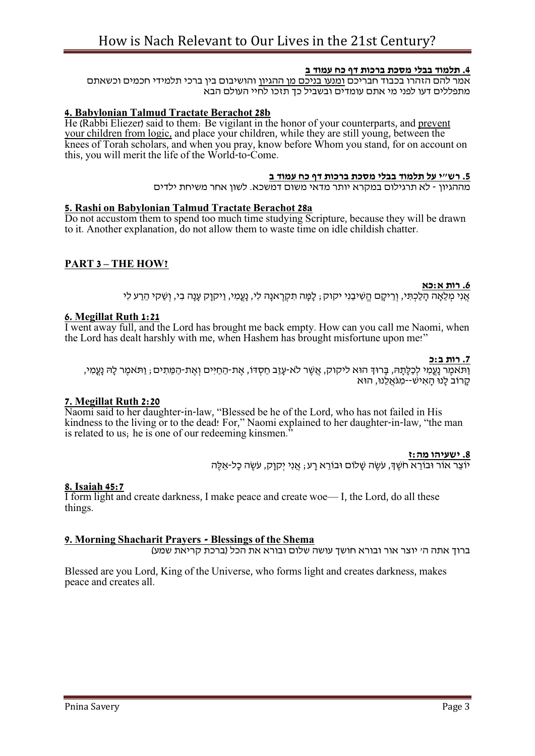**4. תלמוד בבלי מסכת ברכות דף כח עמוד ב**

אמר להם הזהרו בכבוד חבריכם <u>ומנעו בניכם מן ההגיון</u> והושיבום בין ברכי תלמידי חכמים וכשאתם מתפללים דעו לפני מי אתם עומדים ובשביל כך תזכו לחיי העולם הבא

**4. Babylonian Talmud Tractate Berachot 28b**

He (Rabbi Eliezer) said to them: Be vigilant in the honor of your counterparts, and <u>prevent your children from logic,</u> and place your children, while they are still young, between the knees of Torah scholars, and when you pray, know before Whom you stand, for on account on this, you will merit the life of the World-to-Come.

**5. רש"י על תלמוד בבלי מסכת ברכות דף כח עמוד ב**

מההגיון - לא תרגילום במקרא יותר מדאי משום דמשכא. לשון אחר משיחת ילדים

**5. Rashi on Babylonian Talmud Tractate Berachot 28a**

Do not accustom them to spend too much time studying Scripture, because they will be drawn to it. Another explanation, do not allow them to waste time on idle childish chatter.

## PART 3 – THE HOW?

**6. רות א:כא**

אֲנִי מְלֵאָה הָלַכְתִּי, וְרֵיקָם הֱשִׁיבַנִי יקוק; לָמָּה תִקְרֶאנָה לִי, נָעֳמִי, וַיקוק עָנָה בִי, וְשַׁדַּי הֵרַע לִי

**6. Megillat Ruth 1:21**

I went away full, and the Lord has brought me back empty. How can you call me Naomi, when the Lord has dealt harshly with me, when Hashem has brought misfortune upon me!"

**7. רות ב:כ**

וַתֹּאמֶר נָעֳמִי לְכַלָּתָהּ, בָּרוּךְ הוּא ליקוק, אֲשֶׁר לֹא-עָזַב חַסְדּוֹ, אֶת-הַחַיִּים וְאֶת-הַמֵּתִים; וַתֹּאמֶר לָהּ נָעֳמִי, קָרוֹב לָנוּ הָאִישׁ--מִגֹּאֲלֵנוּ, הוּא

**7. Megillat Ruth 2:20**

Naomi said to her daughter-in-law, "Blessed be he of the Lord, who has not failed in His kindness to the living or to the dead! For," Naomi explained to her daughter-in-law, "the man is related to us; he is one of our redeeming kinsmen."

**8. ישעיהו מה:ז**

יוֹצֵר אוֹר וּבוֹרֵא חֹשֶׁךְ, עֹשֶׂה שָׁלוֹם וּבוֹרֵא רָע; אֲנִי יְקוָק, עֹשֶׂה כָל-אֵלֶּה

**8. Isaiah 45:7**

I form light and create darkness, I make peace and create woe— I, the Lord, do all these things.

**9. Morning Shacharit Prayers - Blessings of the Shema**

ברוך אתה ה' יוצר אור ובורא חושך עושה שלום ובורא את הכל (ברכת קריאת שמע)

Blessed are you Lord, King of the Universe, who forms light and creates darkness, makes peace and creates all.